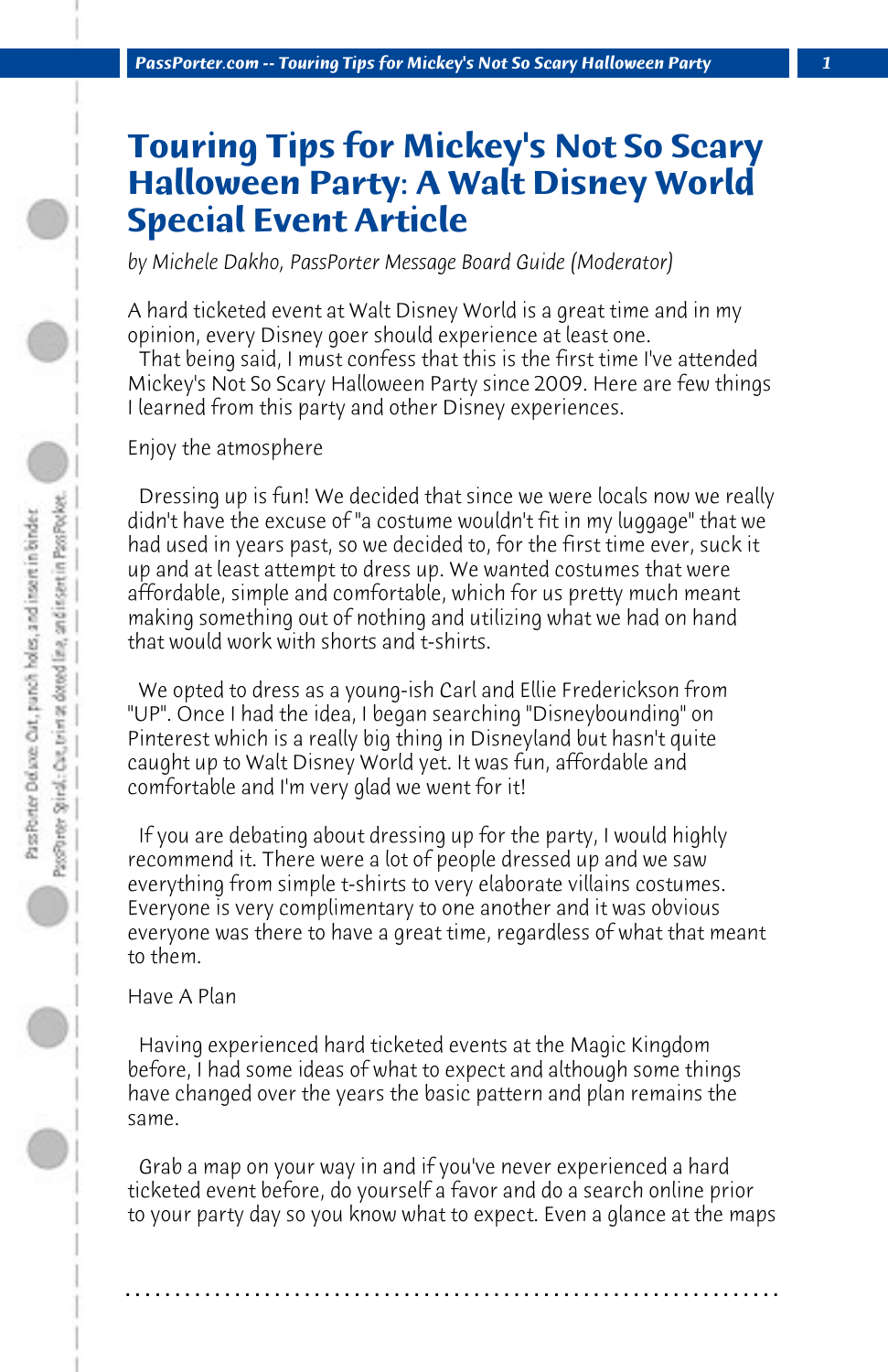# Touring Tips for Mickey's Not So Scary Halloween Party: A Walt Disney World Special Event Article

*by Michele Dakho, PassPorter Message Board Guide (Moderator)*

A hard ticketed event at Walt Disney World is a great time and in my opinion, every Disney goer should experience at least one.

That being said, I must confess that this is the first time I've attended Mickey's Not So Scary Halloween Party since 2009. Here are few things I learned from this party and other Disney experiences.

Enjoy the atmosphere

Dressing up is fun! We decided that since we were locals now we really didn't have the excuse of "a costume wouldn't fit in my luggage" that we had used in years past, so we decided to, for the first time ever, suck it up and at least attempt to dress up. We wanted costumes that were affordable, simple and comfortable, which for us pretty much meant making something out of nothing and utilizing what we had on hand that would work with shorts and t-shirts.

We opted to dress as a young-ish Carl and Ellie Frederickson from "UP". Once I had the idea, I began searching "Disneybounding" on Pinterest which is a really big thing in Disneyland but hasn't quite caught up to Walt Disney World yet. It was fun, affordable and comfortable and I'm very glad we went for it!

If you are debating about dressing up for the party, I would highly recommend it. There were a lot of people dressed up and we saw everything from simple t-shirts to very elaborate villains costumes. Everyone is very complimentary to one another and it was obvious everyone was there to have a great time, regardless of what that meant to them.

Have A Plan

Having experienced hard ticketed events at the Magic Kingdom before, I had some ideas of what to expect and although some things have changed over the years the basic pattern and plan remains the same.

Grab a map on your way in and if you've never experienced a hard ticketed event before, do yourself a favor and do a search online prior to your party day so you know what to expect. Even a glance at the maps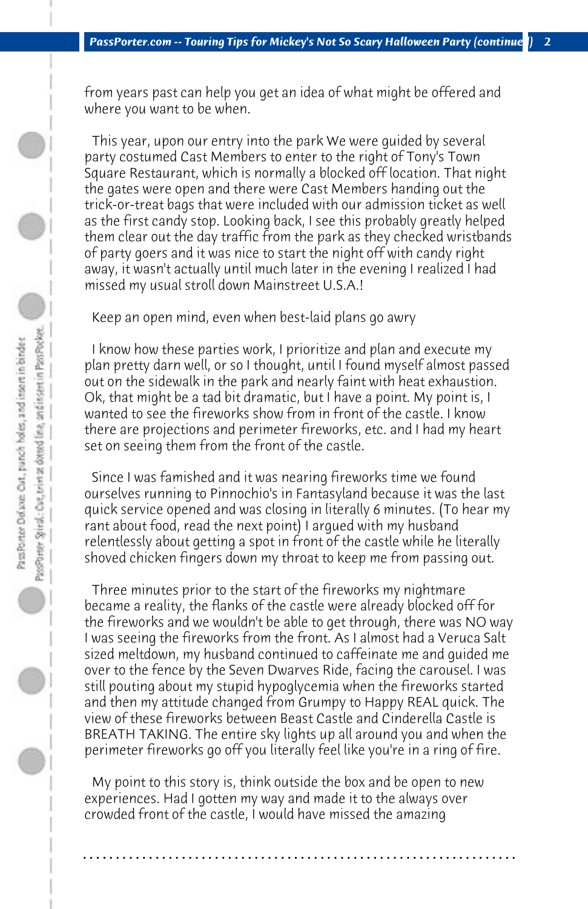from years past can help you get an idea of what might be offered and where you want to be when.

This year, upon our entry into the park We were guided by several party costumed Cast Members to enter to the right of Tony's Town Square Restaurant, which is normally a blocked off location. That night the gates were open and there were Cast Members handing out the trick-or-treat bags that were included with our admission ticket as well as the first candy stop. Looking back, I see this probably greatly helped them clear out the day traffic from the park as they checked wristbands of party goers and it was nice to start the night off with candy right away, it wasn't actually until much later in the evening I realized I had missed my usual stroll down Mainstreet U.S.A.!

Keep an open mind, even when best-laid plans go awry

I know how these parties work, I prioritize and plan and execute my plan pretty darn well, or so I thought, until I found myself almost passed out on the sidewalk in the park and nearly faint with heat exhaustion. Ok, that might be a tad bit dramatic, but I have a point. My point is, I wanted to see the fireworks show from in front of the castle. I know there are projections and perimeter fireworks, etc. and I had my heart set on seeing them from the front of the castle.

Since I was famished and it was nearing fireworks time we found ourselves running to Pinnochio's in Fantasyland because it was the last quick service opened and was closing in literally 6 minutes. (To hear my rant about food, read the next point) I argued with my husband relentlessly about getting a spot in front of the castle while he literally shoved chicken fingers down my throat to keep me from passing out.

Three minutes prior to the start of the fireworks my nightmare became a reality, the flanks of the castle were already blocked off for the fireworks and we wouldn't be able to get through, there was NO way I was seeing the fireworks from the front. As I almost had a Veruca Salt sized meltdown, my husband continued to caffeinate me and guided me over to the fence by the Seven Dwarves Ride, facing the carousel. I was still pouting about my stupid hypoglycemia when the fireworks started and then my attitude changed from Grumpy to Happy REAL quick. The view of these fireworks between Beast Castle and Cinderella Castle is BREATH TAKING. The entire sky lights up all around you and when the perimeter fireworks go off you literally feel like you're in a ring of fire.

My point to this story is, think outside the box and be open to new experiences. Had I gotten my way and made it to the always over crowded front of the castle, I would have missed the amazing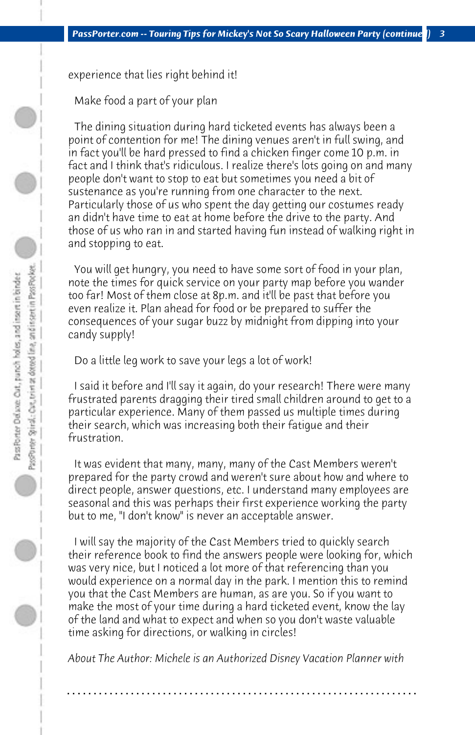experience that lies right behind it!

Make food a part of your plan

The dining situation during hard ticketed events has always been a point of contention for me! The dining venues aren't in full swing, and in fact you'll be hard pressed to find a chicken finger come 10 p.m. in fact and I think that's ridiculous. I realize there's lots going on and many people don't want to stop to eat but sometimes you need a bit of sustenance as you're running from one character to the next. Particularly those of us who spent the day getting our costumes ready an didn't have time to eat at home before the drive to the party. And those of us who ran in and started having fun instead of walking right in and stopping to eat.

You will get hungry, you need to have some sort of food in your plan, note the times for quick service on your party map before you wander too far! Most of them close at 8p.m. and it'll be past that before you even realize it. Plan ahead for food or be prepared to suffer the consequences of your sugar buzz by midnight from dipping into your candy supply!

Do a little leg work to save your legs a lot of work!

I said it before and I'll say it again, do your research! There were many frustrated parents dragging their tired small children around to get to a particular experience. Many of them passed us multiple times during their search, which was increasing both their fatigue and their frustration.

It was evident that many, many, many of the Cast Members weren't prepared for the party crowd and weren't sure about how and where to direct people, answer questions, etc. I understand many employees are seasonal and this was perhaps their first experience working the party but to me, "I don't know" is never an acceptable answer.

I will say the majority of the Cast Members tried to quickly search their reference book to find the answers people were looking for, which was very nice, but I noticed a lot more of that referencing than you would experience on a normal day in the park. I mention this to remind you that the Cast Members are human, as are you. So if you want to make the most of your time during a hard ticketed event, know the lay of the land and what to expect and when so you don't waste valuable time asking for directions, or walking in circles!

*About The Author: Michele is an Authorized Disney Vacation Planner with*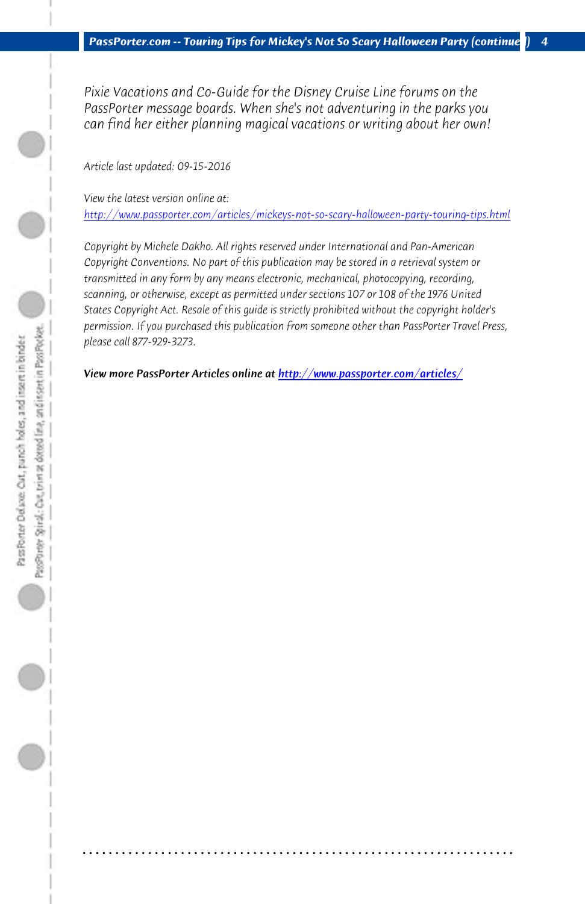*Pixie Vacations and Co-Guide for the Disney Cruise Line forums on the PassPorter message boards. When she's not adventuring in the parks you can find her either planning magical vacations or writing about her own!*

*Article last updated: 09-15-2016*

*View the latest version online at:*
*http://www.passporter.com/articles/mickeys-not-so-scary-halloween-party-touring-tips.html*

*Copyright by Michele Dakho. All rights reserved under International and Pan-American Copyright Conventions. No part of this publication may be stored in a retrieval system or transmitted in any form by any means electronic, mechanical, photocopying, recording, scanning, or otherwise, except as permitted under sections 107 or 108 of the 1976 United States Copyright Act. Resale of this guide is strictly prohibited without the copyright holder's permission. If you purchased this publication from someone other than PassPorter Travel Press, please call 877-929-3273.*

***View more PassPorter Articles online at http://www.passporter.com/articles/***